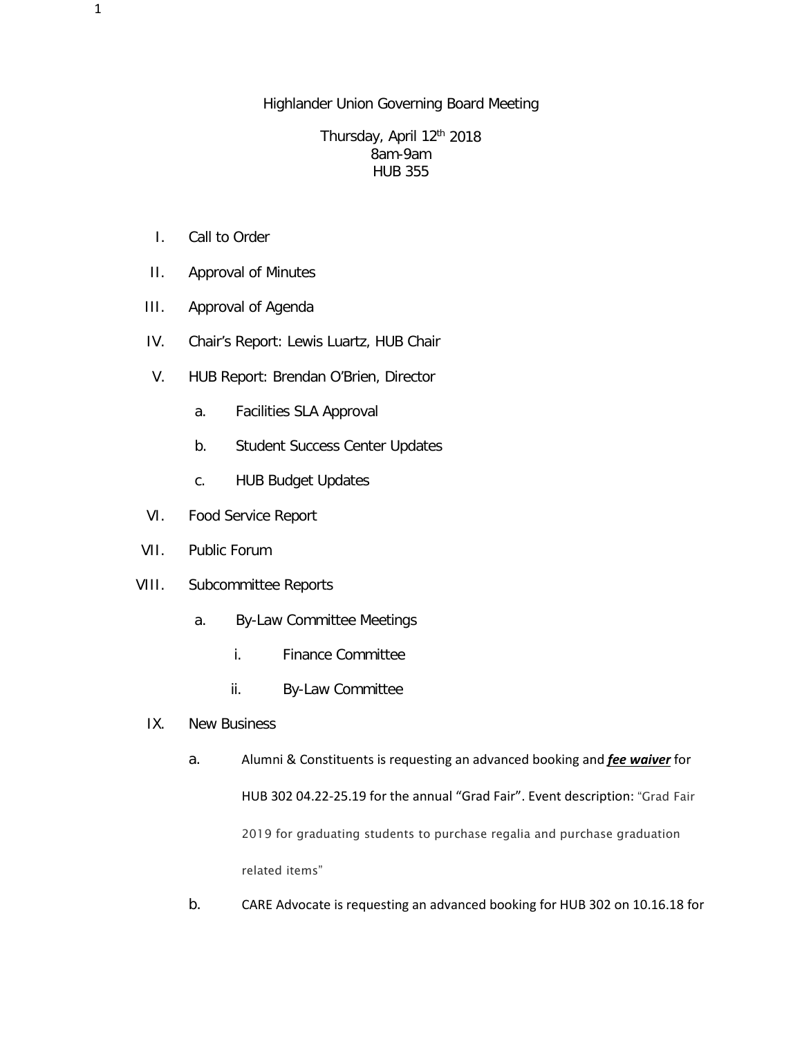# Highlander Union Governing Board Meeting

Thursday, April 12th 2018
8am-9am
HUB 355

I. Call to Order

II. Approval of Minutes

III. Approval of Agenda

IV. Chair's Report: Lewis Luartz, HUB Chair

V. HUB Report: Brendan O'Brien, Director

   a. Facilities SLA Approval

   b. Student Success Center Updates

   c. HUB Budget Updates

VI. Food Service Report

VII. Public Forum

VIII. Subcommittee Reports

   a. By-Law Committee Meetings

      i. Finance Committee

      ii. By-Law Committee

IX. New Business

   a. Alumni & Constituents is requesting an advanced booking and ***fee waiver*** for HUB 302 04.22-25.19 for the annual "Grad Fair". Event description: "Grad Fair 2019 for graduating students to purchase regalia and purchase graduation related items"

   b. CARE Advocate is requesting an advanced booking for HUB 302 on 10.16.18 for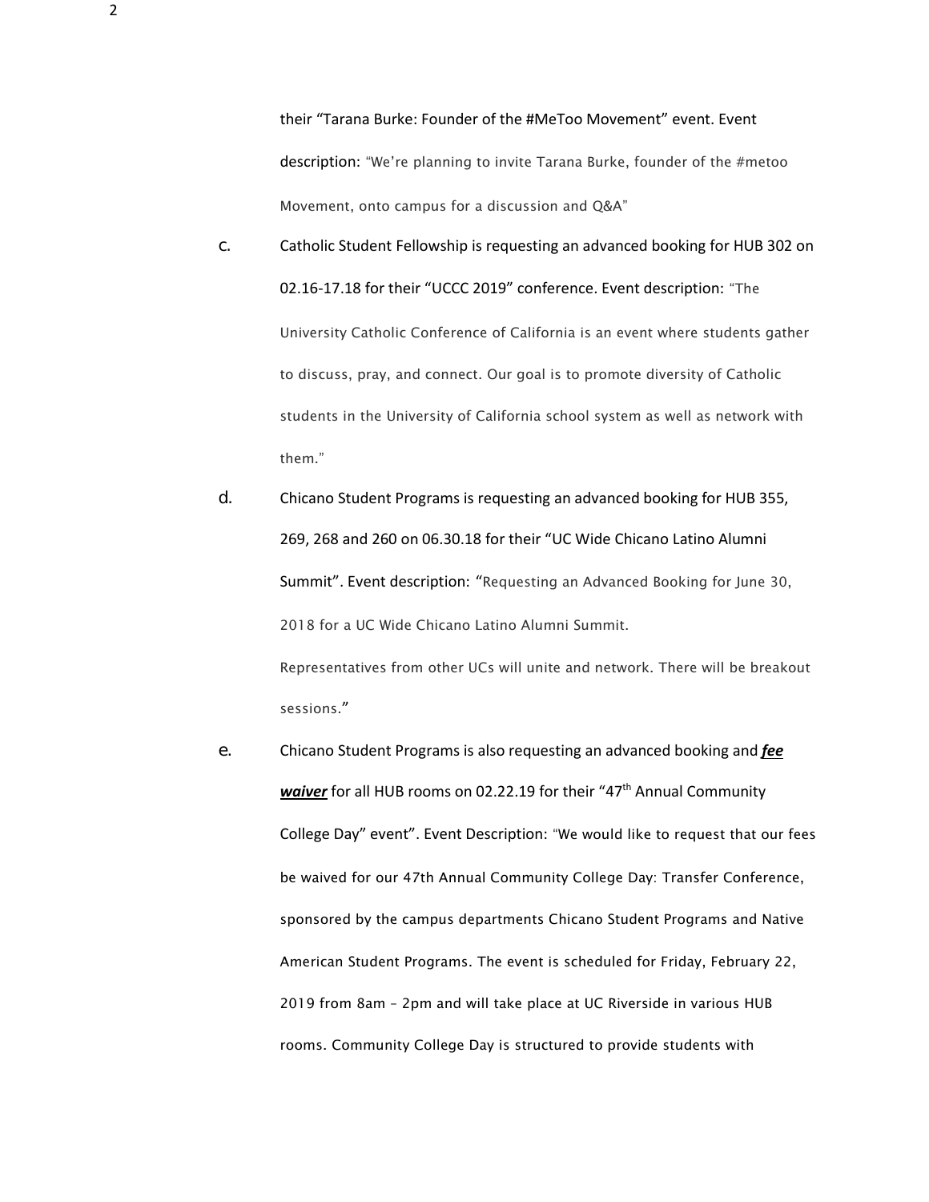their "Tarana Burke: Founder of the #MeToo Movement" event. Event description: "We're planning to invite Tarana Burke, founder of the #metoo Movement, onto campus for a discussion and Q&A"

c. Catholic Student Fellowship is requesting an advanced booking for HUB 302 on 02.16-17.18 for their "UCCC 2019" conference. Event description: "The University Catholic Conference of California is an event where students gather to discuss, pray, and connect. Our goal is to promote diversity of Catholic students in the University of California school system as well as network with them."

d. Chicano Student Programs is requesting an advanced booking for HUB 355, 269, 268 and 260 on 06.30.18 for their "UC Wide Chicano Latino Alumni Summit". Event description: "Requesting an Advanced Booking for June 30, 2018 for a UC Wide Chicano Latino Alumni Summit. Representatives from other UCs will unite and network. There will be breakout sessions."

e. Chicano Student Programs is also requesting an advanced booking and ***fee waiver*** for all HUB rooms on 02.22.19 for their "47th Annual Community College Day" event". Event Description: "We would like to request that our fees be waived for our 47th Annual Community College Day: Transfer Conference, sponsored by the campus departments Chicano Student Programs and Native American Student Programs. The event is scheduled for Friday, February 22, 2019 from 8am – 2pm and will take place at UC Riverside in various HUB rooms. Community College Day is structured to provide students with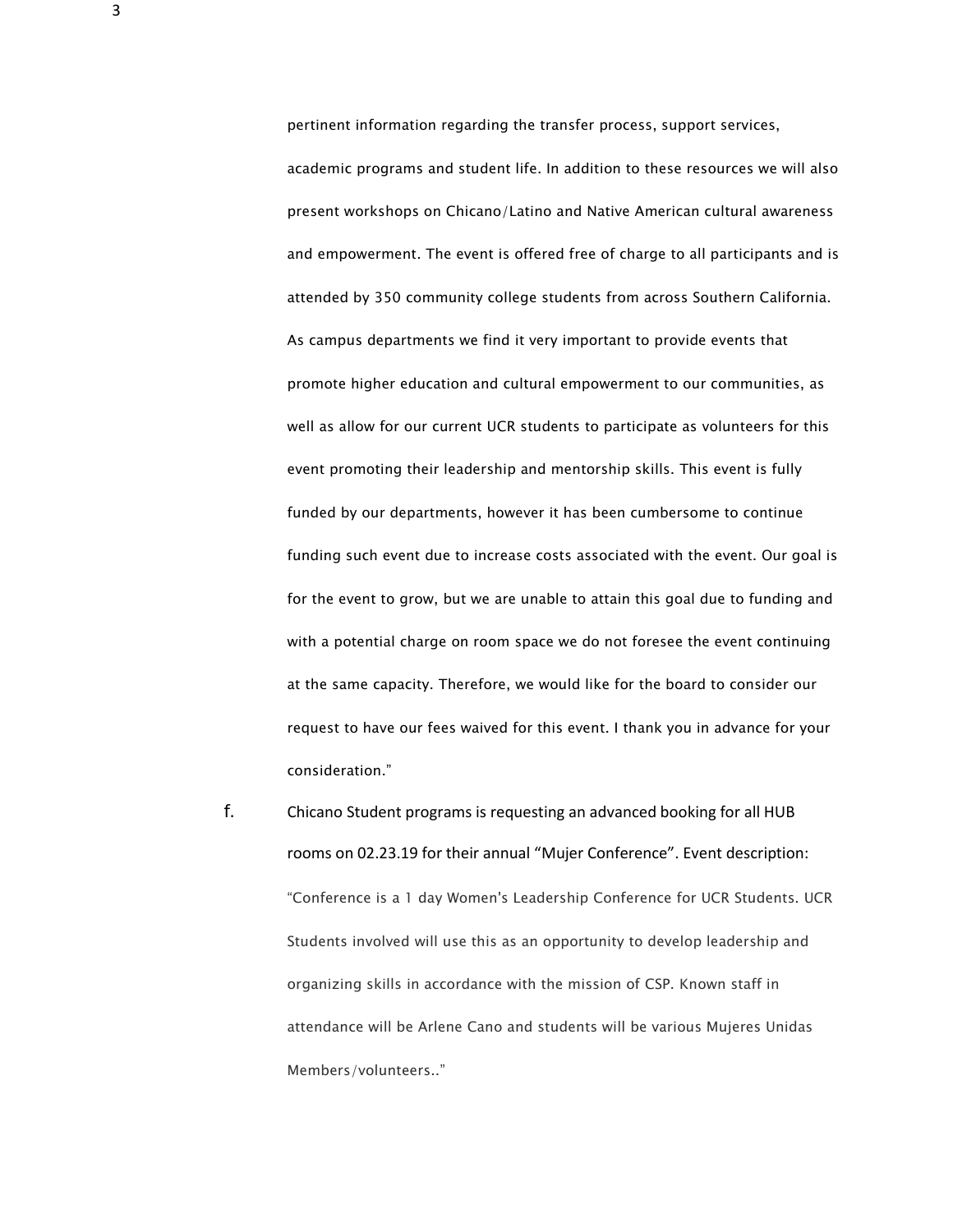pertinent information regarding the transfer process, support services, academic programs and student life. In addition to these resources we will also present workshops on Chicano/Latino and Native American cultural awareness and empowerment. The event is offered free of charge to all participants and is attended by 350 community college students from across Southern California. As campus departments we find it very important to provide events that promote higher education and cultural empowerment to our communities, as well as allow for our current UCR students to participate as volunteers for this event promoting their leadership and mentorship skills. This event is fully funded by our departments, however it has been cumbersome to continue funding such event due to increase costs associated with the event. Our goal is for the event to grow, but we are unable to attain this goal due to funding and with a potential charge on room space we do not foresee the event continuing at the same capacity. Therefore, we would like for the board to consider our request to have our fees waived for this event. I thank you in advance for your consideration."

f. Chicano Student programs is requesting an advanced booking for all HUB rooms on 02.23.19 for their annual "Mujer Conference". Event description: "Conference is a 1 day Women's Leadership Conference for UCR Students. UCR Students involved will use this as an opportunity to develop leadership and organizing skills in accordance with the mission of CSP. Known staff in attendance will be Arlene Cano and students will be various Mujeres Unidas Members/volunteers.."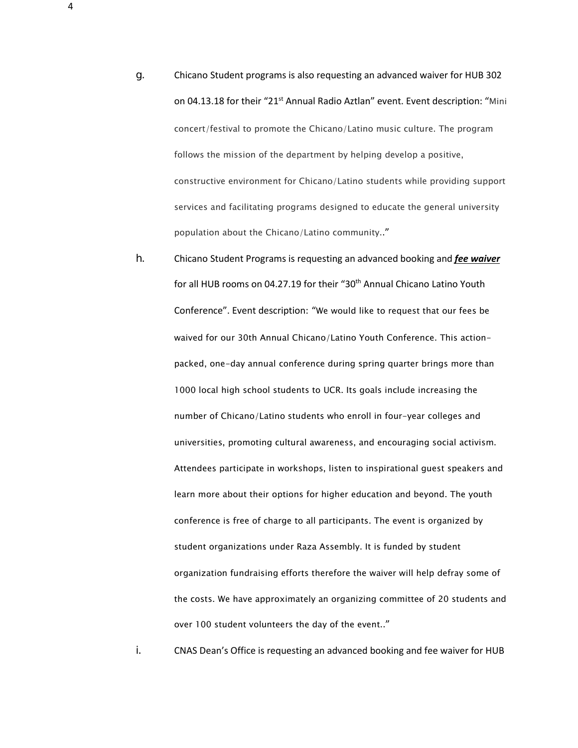g. Chicano Student programs is also requesting an advanced waiver for HUB 302 on 04.13.18 for their "21st Annual Radio Aztlan" event. Event description: "Mini concert/festival to promote the Chicano/Latino music culture. The program follows the mission of the department by helping develop a positive, constructive environment for Chicano/Latino students while providing support services and facilitating programs designed to educate the general university population about the Chicano/Latino community.."

h. Chicano Student Programs is requesting an advanced booking and ***fee waiver*** for all HUB rooms on 04.27.19 for their "30th Annual Chicano Latino Youth Conference". Event description: "We would like to request that our fees be waived for our 30th Annual Chicano/Latino Youth Conference. This action-packed, one-day annual conference during spring quarter brings more than 1000 local high school students to UCR. Its goals include increasing the number of Chicano/Latino students who enroll in four-year colleges and universities, promoting cultural awareness, and encouraging social activism. Attendees participate in workshops, listen to inspirational guest speakers and learn more about their options for higher education and beyond. The youth conference is free of charge to all participants. The event is organized by student organizations under Raza Assembly. It is funded by student organization fundraising efforts therefore the waiver will help defray some of the costs. We have approximately an organizing committee of 20 students and over 100 student volunteers the day of the event.."

i. CNAS Dean's Office is requesting an advanced booking and fee waiver for HUB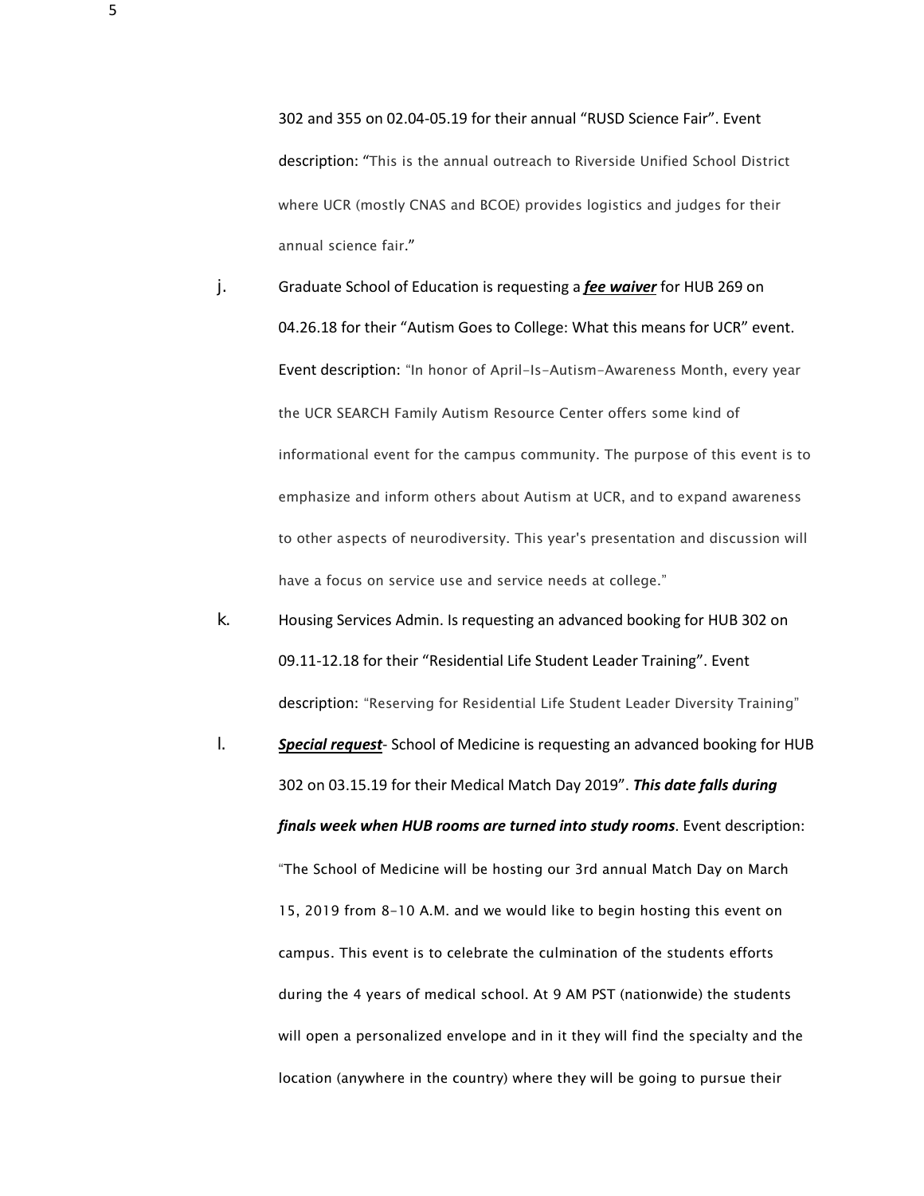302 and 355 on 02.04-05.19 for their annual “RUSD Science Fair”. Event description: “This is the annual outreach to Riverside Unified School District where UCR (mostly CNAS and BCOE) provides logistics and judges for their annual science fair.”

j. Graduate School of Education is requesting a ***<u>fee waiver</u>*** for HUB 269 on 04.26.18 for their “Autism Goes to College: What this means for UCR” event. Event description: “In honor of April-Is-Autism-Awareness Month, every year the UCR SEARCH Family Autism Resource Center offers some kind of informational event for the campus community. The purpose of this event is to emphasize and inform others about Autism at UCR, and to expand awareness to other aspects of neurodiversity. This year's presentation and discussion will have a focus on service use and service needs at college.”

k. Housing Services Admin. Is requesting an advanced booking for HUB 302 on 09.11-12.18 for their “Residential Life Student Leader Training”. Event description: “Reserving for Residential Life Student Leader Diversity Training”

l. ***<u>Special request</u>***- School of Medicine is requesting an advanced booking for HUB 302 on 03.15.19 for their Medical Match Day 2019”. ***This date falls during finals week when HUB rooms are turned into study rooms***. Event description: “The School of Medicine will be hosting our 3rd annual Match Day on March 15, 2019 from 8-10 A.M. and we would like to begin hosting this event on campus. This event is to celebrate the culmination of the students efforts during the 4 years of medical school. At 9 AM PST (nationwide) the students will open a personalized envelope and in it they will find the specialty and the location (anywhere in the country) where they will be going to pursue their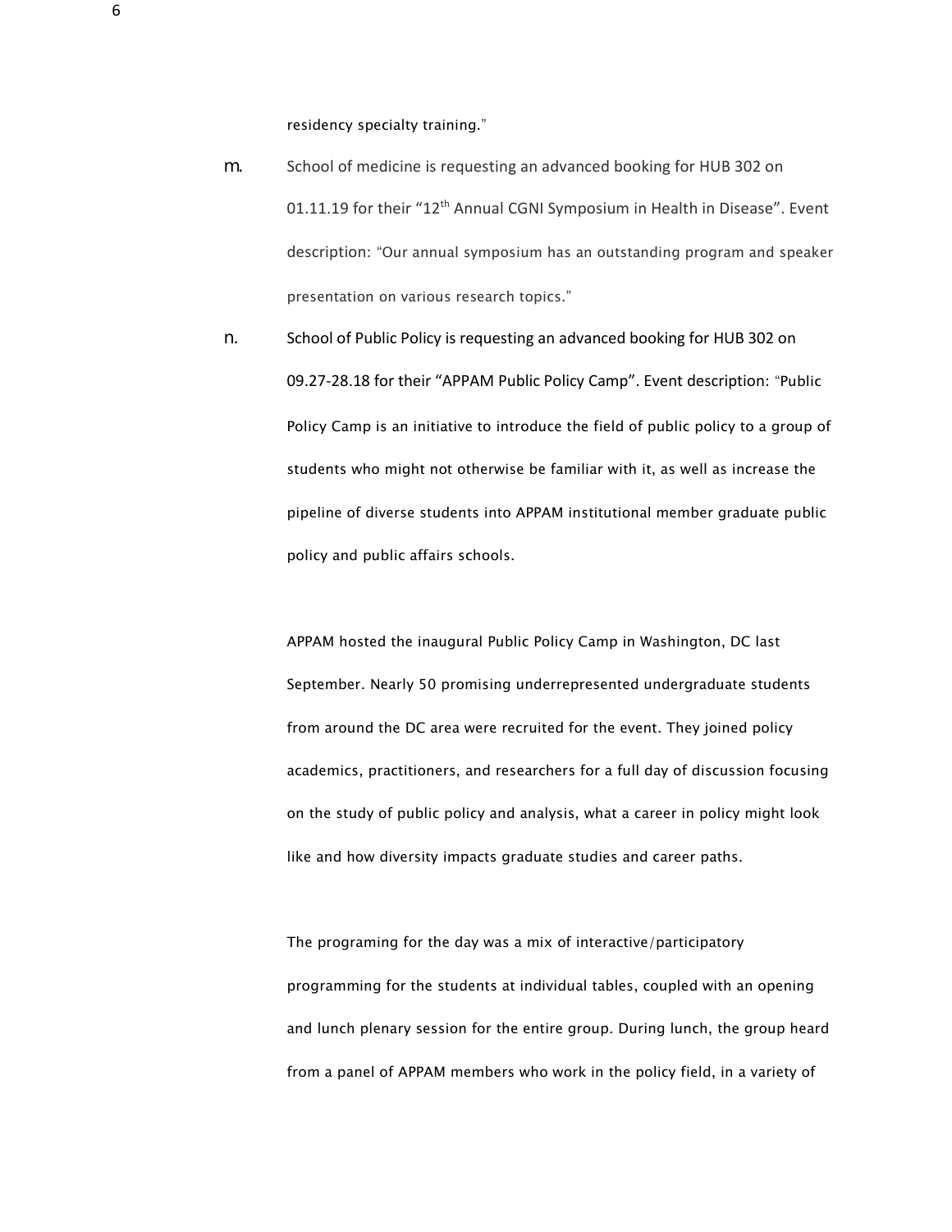residency specialty training."

m. School of medicine is requesting an advanced booking for HUB 302 on 01.11.19 for their "12th Annual CGNI Symposium in Health in Disease". Event description: "Our annual symposium has an outstanding program and speaker presentation on various research topics."

n. School of Public Policy is requesting an advanced booking for HUB 302 on 09.27-28.18 for their "APPAM Public Policy Camp". Event description: "Public Policy Camp is an initiative to introduce the field of public policy to a group of students who might not otherwise be familiar with it, as well as increase the pipeline of diverse students into APPAM institutional member graduate public policy and public affairs schools.

APPAM hosted the inaugural Public Policy Camp in Washington, DC last September. Nearly 50 promising underrepresented undergraduate students from around the DC area were recruited for the event. They joined policy academics, practitioners, and researchers for a full day of discussion focusing on the study of public policy and analysis, what a career in policy might look like and how diversity impacts graduate studies and career paths.

The programing for the day was a mix of interactive/participatory programming for the students at individual tables, coupled with an opening and lunch plenary session for the entire group. During lunch, the group heard from a panel of APPAM members who work in the policy field, in a variety of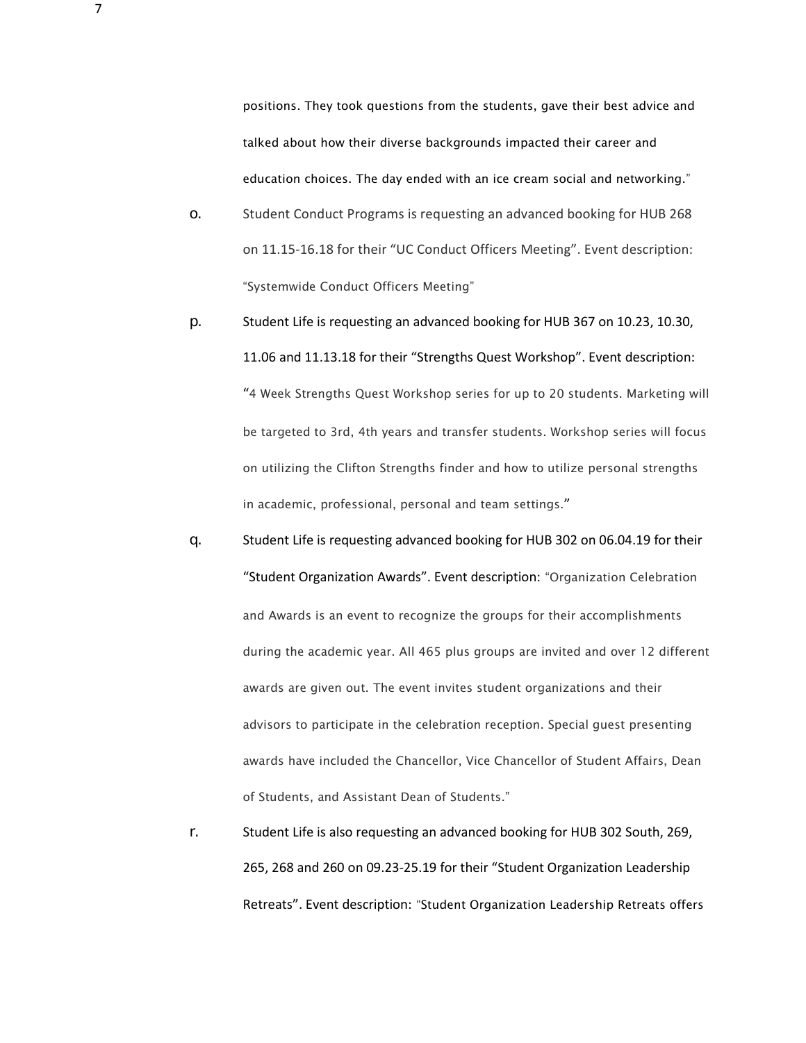positions. They took questions from the students, gave their best advice and talked about how their diverse backgrounds impacted their career and education choices. The day ended with an ice cream social and networking."

o. Student Conduct Programs is requesting an advanced booking for HUB 268 on 11.15-16.18 for their "UC Conduct Officers Meeting". Event description: "Systemwide Conduct Officers Meeting"

p. Student Life is requesting an advanced booking for HUB 367 on 10.23, 10.30, 11.06 and 11.13.18 for their "Strengths Quest Workshop". Event description: "4 Week Strengths Quest Workshop series for up to 20 students. Marketing will be targeted to 3rd, 4th years and transfer students. Workshop series will focus on utilizing the Clifton Strengths finder and how to utilize personal strengths in academic, professional, personal and team settings."

q. Student Life is requesting advanced booking for HUB 302 on 06.04.19 for their "Student Organization Awards". Event description: "Organization Celebration and Awards is an event to recognize the groups for their accomplishments during the academic year. All 465 plus groups are invited and over 12 different awards are given out. The event invites student organizations and their advisors to participate in the celebration reception. Special guest presenting awards have included the Chancellor, Vice Chancellor of Student Affairs, Dean of Students, and Assistant Dean of Students."

r. Student Life is also requesting an advanced booking for HUB 302 South, 269, 265, 268 and 260 on 09.23-25.19 for their "Student Organization Leadership Retreats". Event description: "Student Organization Leadership Retreats offers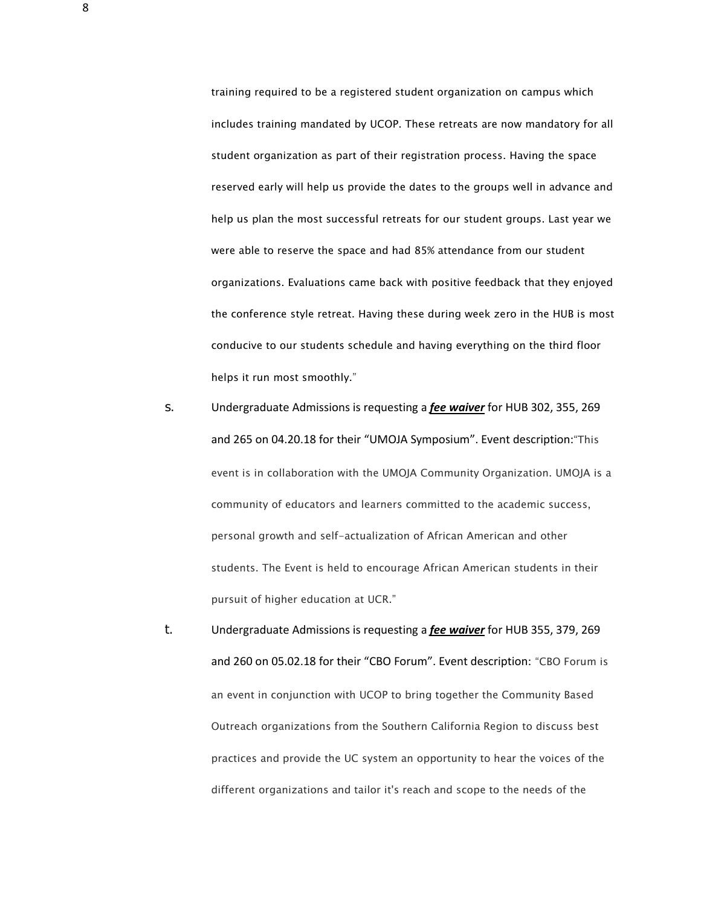training required to be a registered student organization on campus which includes training mandated by UCOP. These retreats are now mandatory for all student organization as part of their registration process. Having the space reserved early will help us provide the dates to the groups well in advance and help us plan the most successful retreats for our student groups. Last year we were able to reserve the space and had 85% attendance from our student organizations. Evaluations came back with positive feedback that they enjoyed the conference style retreat. Having these during week zero in the HUB is most conducive to our students schedule and having everything on the third floor helps it run most smoothly."

s. Undergraduate Admissions is requesting a ***<u>fee waiver</u>*** for HUB 302, 355, 269 and 265 on 04.20.18 for their "UMOJA Symposium". Event description:"This event is in collaboration with the UMOJA Community Organization. UMOJA is a community of educators and learners committed to the academic success, personal growth and self-actualization of African American and other students. The Event is held to encourage African American students in their pursuit of higher education at UCR."

t. Undergraduate Admissions is requesting a ***<u>fee waiver</u>*** for HUB 355, 379, 269 and 260 on 05.02.18 for their "CBO Forum". Event description: "CBO Forum is an event in conjunction with UCOP to bring together the Community Based Outreach organizations from the Southern California Region to discuss best practices and provide the UC system an opportunity to hear the voices of the different organizations and tailor it's reach and scope to the needs of the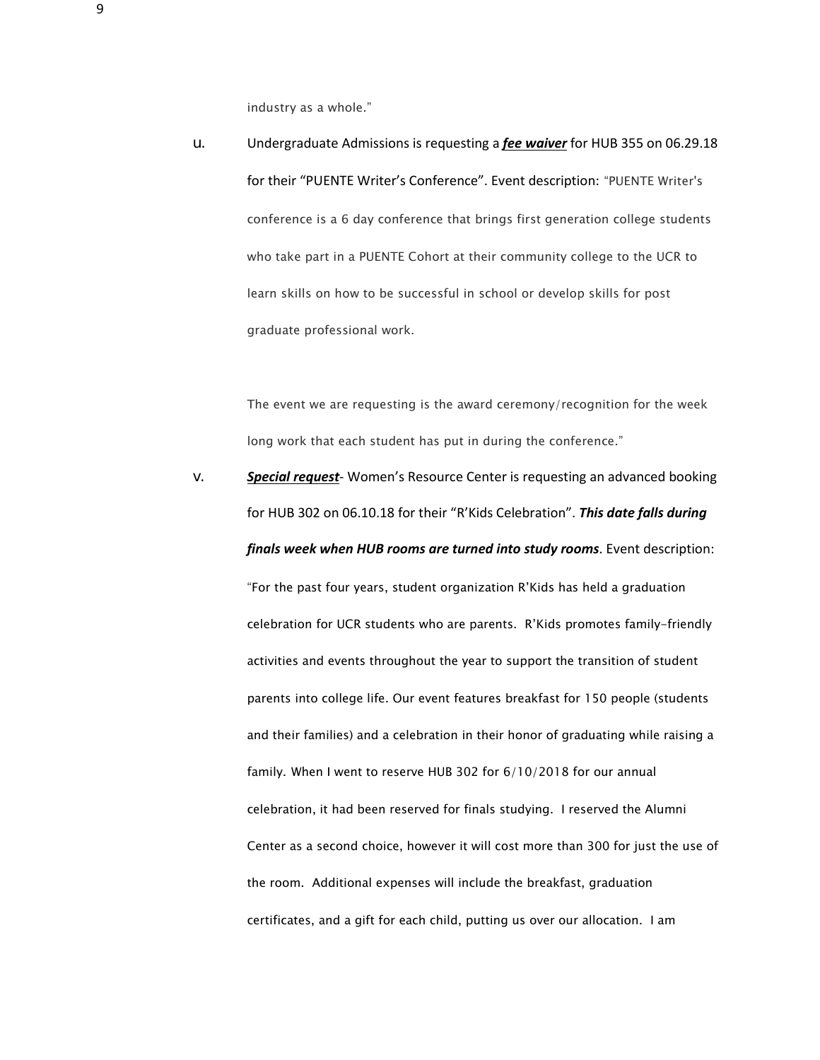industry as a whole."

u. Undergraduate Admissions is requesting a ***fee waiver*** for HUB 355 on 06.29.18 for their "PUENTE Writer's Conference". Event description: "PUENTE Writer's conference is a 6 day conference that brings first generation college students who take part in a PUENTE Cohort at their community college to the UCR to learn skills on how to be successful in school or develop skills for post graduate professional work.

   The event we are requesting is the award ceremony/recognition for the week long work that each student has put in during the conference."

v. ***Special request***- Women's Resource Center is requesting an advanced booking for HUB 302 on 06.10.18 for their "R'Kids Celebration". ***This date falls during finals week when HUB rooms are turned into study rooms***. Event description: "For the past four years, student organization R'Kids has held a graduation celebration for UCR students who are parents. R'Kids promotes family-friendly activities and events throughout the year to support the transition of student parents into college life. Our event features breakfast for 150 people (students and their families) and a celebration in their honor of graduating while raising a family. When I went to reserve HUB 302 for 6/10/2018 for our annual celebration, it had been reserved for finals studying. I reserved the Alumni Center as a second choice, however it will cost more than 300 for just the use of the room. Additional expenses will include the breakfast, graduation certificates, and a gift for each child, putting us over our allocation. I am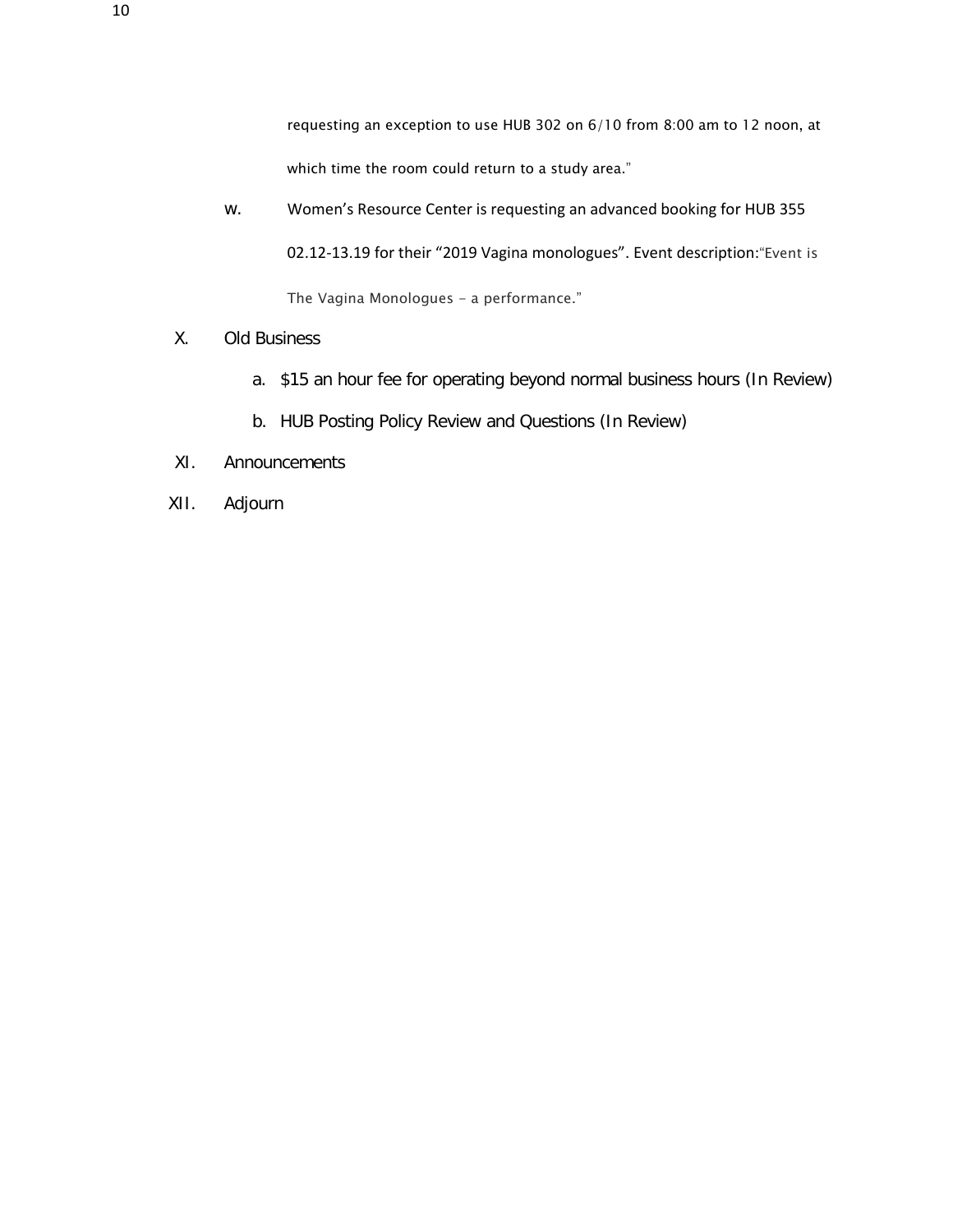requesting an exception to use HUB 302 on 6/10 from 8:00 am to 12 noon, at which time the room could return to a study area."

w. Women's Resource Center is requesting an advanced booking for HUB 355 02.12-13.19 for their "2019 Vagina monologues". Event description: "Event is The Vagina Monologues - a performance."

X. Old Business

   a. $15 an hour fee for operating beyond normal business hours (In Review)

   b. HUB Posting Policy Review and Questions (In Review)

XI. Announcements

XII. Adjourn